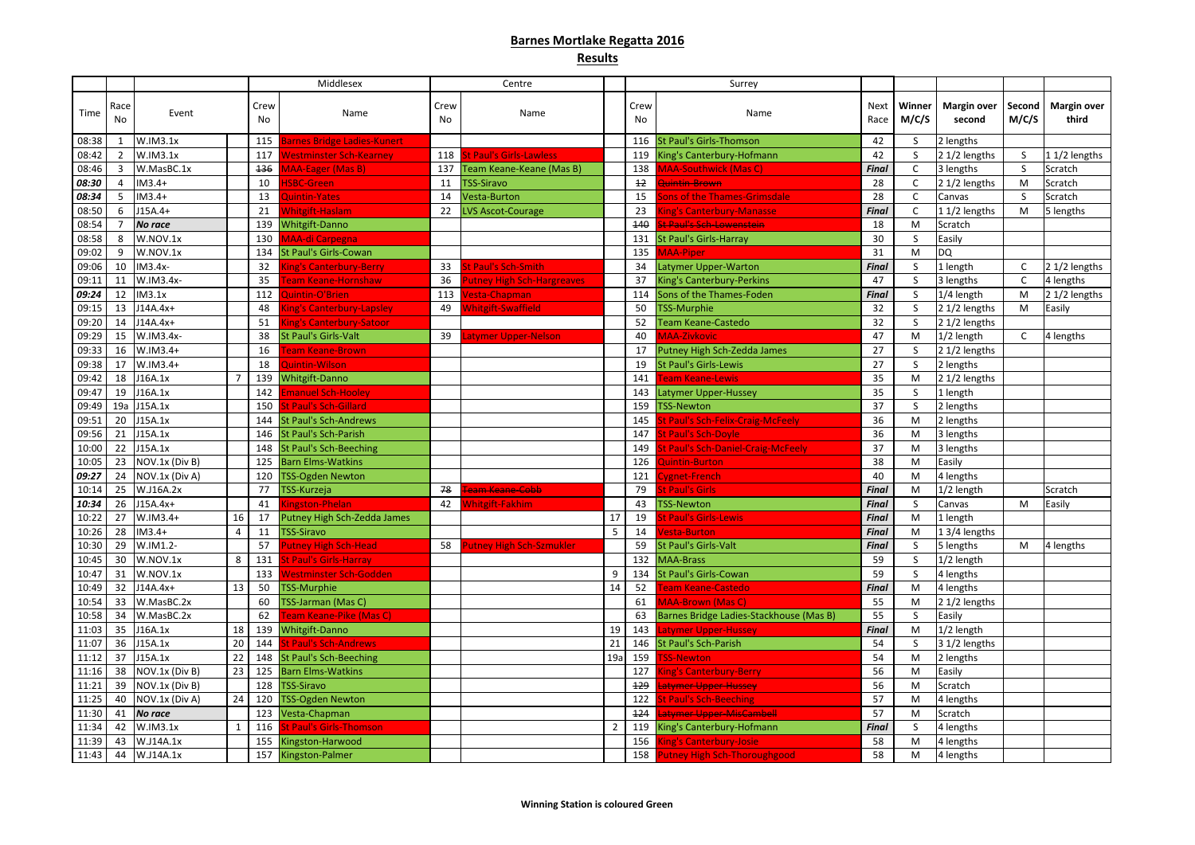# Barnes Mortlake Regatta 2016

## Results

| Time | Race No | Event | | Middlesex Crew No | Middlesex Name | Centre Crew No | Centre Name | | Surrey Crew No | Surrey Name | Next Race | Winner M/C/S | Margin over second | Second M/C/S | Margin over third |
|---|---|---|---|---|---|---|---|---|---|---|---|---|---|---|---|
| 08:38 | 1 | W.IM3.1x | | 115 | Barnes Bridge Ladies-Kunert | | | | 116 | St Paul's Girls-Thomson | 42 | S | 2 lengths | | |
| 08:42 | 2 | W.IM3.1x | | 117 | Westminster Sch-Kearney | 118 | St Paul's Girls-Lawless | | 119 | King's Canterbury-Hofmann | 42 | S | 2 1/2 lengths | S | 1 1/2 lengths |
| 08:46 | 3 | W.MasBC.1x | | ~~136~~ | MAA-Eager (Mas B) | 137 | Team Keane-Keane (Mas B) | | 138 | MAA-Southwick (Mas C) | *Final* | C | 3 lengths | S | Scratch |
| *08:30* | 4 | IM3.4+ | | 10 | HSBC-Green | 11 | TSS-Siravo | | ~~12~~ | ~~Quintin-Brown~~ | 28 | C | 2 1/2 lengths | M | Scratch |
| *08:34* | 5 | IM3.4+ | | 13 | Quintin-Yates | 14 | Vesta-Burton | | 15 | Sons of the Thames-Grimsdale | 28 | C | Canvas | S | Scratch |
| 08:50 | 6 | J15A.4+ | | 21 | Whitgift-Haslam | 22 | LVS Ascot-Courage | | 23 | King's Canterbury-Manasse | *Final* | C | 1 1/2 lengths | M | 5 lengths |
| 08:54 | 7 | ***No race*** | | 139 | Whitgift-Danno | | | | ~~140~~ | ~~St Paul's Sch-Lowenstein~~ | 18 | M | Scratch | | |
| 08:58 | 8 | W.NOV.1x | | 130 | MAA-di Carpegna | | | | 131 | St Paul's Girls-Harray | 30 | S | Easily | | |
| 09:02 | 9 | W.NOV.1x | | 134 | St Paul's Girls-Cowan | | | | 135 | MAA-Piper | 31 | M | DQ | | |
| 09:06 | 10 | IM3.4x- | | 32 | King's Canterbury-Berry | 33 | St Paul's Sch-Smith | | 34 | Latymer Upper-Warton | *Final* | S | 1 length | C | 2 1/2 lengths |
| 09:11 | 11 | W.IM3.4x- | | 35 | Team Keane-Hornshaw | 36 | Putney High Sch-Hargreaves | | 37 | King's Canterbury-Perkins | 47 | S | 3 lengths | C | 4 lengths |
| *09:24* | 12 | IM3.1x | | 112 | Quintin-O'Brien | 113 | Vesta-Chapman | | 114 | Sons of the Thames-Foden | *Final* | S | 1/4 length | M | 2 1/2 lengths |
| 09:15 | 13 | J14A.4x+ | | 48 | King's Canterbury-Lapsley | 49 | Whitgift-Swaffield | | 50 | TSS-Murphie | 32 | S | 2 1/2 lengths | M | Easily |
| 09:20 | 14 | J14A.4x+ | | 51 | King's Canterbury-Satoor | | | | 52 | Team Keane-Castedo | 32 | S | 2 1/2 lengths | | |
| 09:29 | 15 | W.IM3.4x- | | 38 | St Paul's Girls-Valt | 39 | Latymer Upper-Nelson | | 40 | MAA-Zivkovic | 47 | M | 1/2 length | C | 4 lengths |
| 09:33 | 16 | W.IM3.4+ | | 16 | Team Keane-Brown | | | | 17 | Putney High Sch-Zedda James | 27 | S | 2 1/2 lengths | | |
| 09:38 | 17 | W.IM3.4+ | | 18 | Quintin-Wilson | | | | 19 | St Paul's Girls-Lewis | 27 | S | 2 lengths | | |
| 09:42 | 18 | J16A.1x | 7 | 139 | Whitgift-Danno | | | | 141 | Team Keane-Lewis | 35 | M | 2 1/2 lengths | | |
| 09:47 | 19 | J16A.1x | | 142 | Emanuel Sch-Hooley | | | | 143 | Latymer Upper-Hussey | 35 | S | 1 length | | |
| 09:49 | 19a | J15A.1x | | 150 | St Paul's Sch-Gillard | | | | 159 | TSS-Newton | 37 | S | 2 lengths | | |
| 09:51 | 20 | J15A.1x | | 144 | St Paul's Sch-Andrews | | | | 145 | St Paul's Sch-Felix-Craig-McFeely | 36 | M | 2 lengths | | |
| 09:56 | 21 | J15A.1x | | 146 | St Paul's Sch-Parish | | | | 147 | St Paul's Sch-Doyle | 36 | M | 3 lengths | | |
| 10:00 | 22 | J15A.1x | | 148 | St Paul's Sch-Beeching | | | | 149 | St Paul's Sch-Daniel-Craig-McFeely | 37 | M | 3 lengths | | |
| 10:05 | 23 | NOV.1x (Div B) | | 125 | Barn Elms-Watkins | | | | 126 | Quintin-Burton | 38 | M | Easily | | |
| *09:27* | 24 | NOV.1x (Div A) | | 120 | TSS-Ogden Newton | | | | 121 | Cygnet-French | 40 | M | 4 lengths | | |
| 10:14 | 25 | W.J16A.2x | | 77 | TSS-Kurzeja | ~~78~~ | ~~Team Keane-Cobb~~ | | 79 | St Paul's Girls | *Final* | M | 1/2 length | | Scratch |
| *10:34* | 26 | J15A.4x+ | | 41 | Kingston-Phelan | 42 | Whitgift-Fakhim | | 43 | TSS-Newton | *Final* | S | Canvas | M | Easily |
| 10:22 | 27 | W.IM3.4+ | 16 | 17 | Putney High Sch-Zedda James | | | 17 | 19 | St Paul's Girls-Lewis | *Final* | M | 1 length | | |
| 10:26 | 28 | IM3.4+ | 4 | 11 | TSS-Siravo | | | 5 | 14 | Vesta-Burton | *Final* | M | 1 3/4 lengths | | |
| 10:30 | 29 | W.IM1.2- | | 57 | Putney High Sch-Head | 58 | Putney High Sch-Szmukler | | 59 | St Paul's Girls-Valt | *Final* | S | 5 lengths | M | 4 lengths |
| 10:45 | 30 | W.NOV.1x | 8 | 131 | St Paul's Girls-Harray | | | | 132 | MAA-Brass | 59 | S | 1/2 length | | |
| 10:47 | 31 | W.NOV.1x | | 133 | Westminster Sch-Godden | | | 9 | 134 | St Paul's Girls-Cowan | 59 | S | 4 lengths | | |
| 10:49 | 32 | J14A.4x+ | 13 | 50 | TSS-Murphie | | | 14 | 52 | Team Keane-Castedo | *Final* | M | 4 lengths | | |
| 10:54 | 33 | W.MasBC.2x | | 60 | TSS-Jarman (Mas C) | | | | 61 | MAA-Brown (Mas C) | 55 | M | 2 1/2 lengths | | |
| 10:58 | 34 | W.MasBC.2x | | 62 | Team Keane-Pike (Mas C) | | | | 63 | Barnes Bridge Ladies-Stackhouse (Mas B) | 55 | S | Easily | | |
| 11:03 | 35 | J16A.1x | 18 | 139 | Whitgift-Danno | | | 19 | 143 | Latymer Upper-Hussey | *Final* | M | 1/2 length | | |
| 11:07 | 36 | J15A.1x | 20 | 144 | St Paul's Sch-Andrews | | | 21 | 146 | St Paul's Sch-Parish | 54 | S | 3 1/2 lengths | | |
| 11:12 | 37 | J15A.1x | 22 | 148 | St Paul's Sch-Beeching | | | 19a | 159 | TSS-Newton | 54 | M | 2 lengths | | |
| 11:16 | 38 | NOV.1x (Div B) | 23 | 125 | Barn Elms-Watkins | | | | 127 | King's Canterbury-Berry | 56 | M | Easily | | |
| 11:21 | 39 | NOV.1x (Div B) | | 128 | TSS-Siravo | | | | ~~129~~ | ~~Latymer Upper-Hussey~~ | 56 | M | Scratch | | |
| 11:25 | 40 | NOV.1x (Div A) | 24 | 120 | TSS-Ogden Newton | | | | 122 | St Paul's Sch-Beeching | 57 | M | 4 lengths | | |
| 11:30 | 41 | ***No race*** | | 123 | Vesta-Chapman | | | | ~~124~~ | ~~Latymer Upper-MisCambell~~ | 57 | M | Scratch | | |
| 11:34 | 42 | W.IM3.1x | 1 | 116 | St Paul's Girls-Thomson | | | 2 | 119 | King's Canterbury-Hofmann | *Final* | S | 4 lengths | | |
| 11:39 | 43 | W.J14A.1x | | 155 | Kingston-Harwood | | | | 156 | King's Canterbury-Josie | 58 | M | 4 lengths | | |
| 11:43 | 44 | W.J14A.1x | | 157 | Kingston-Palmer | | | | 158 | Putney High Sch-Thoroughgood | 58 | M | 4 lengths | | |

**Winning Station is coloured Green**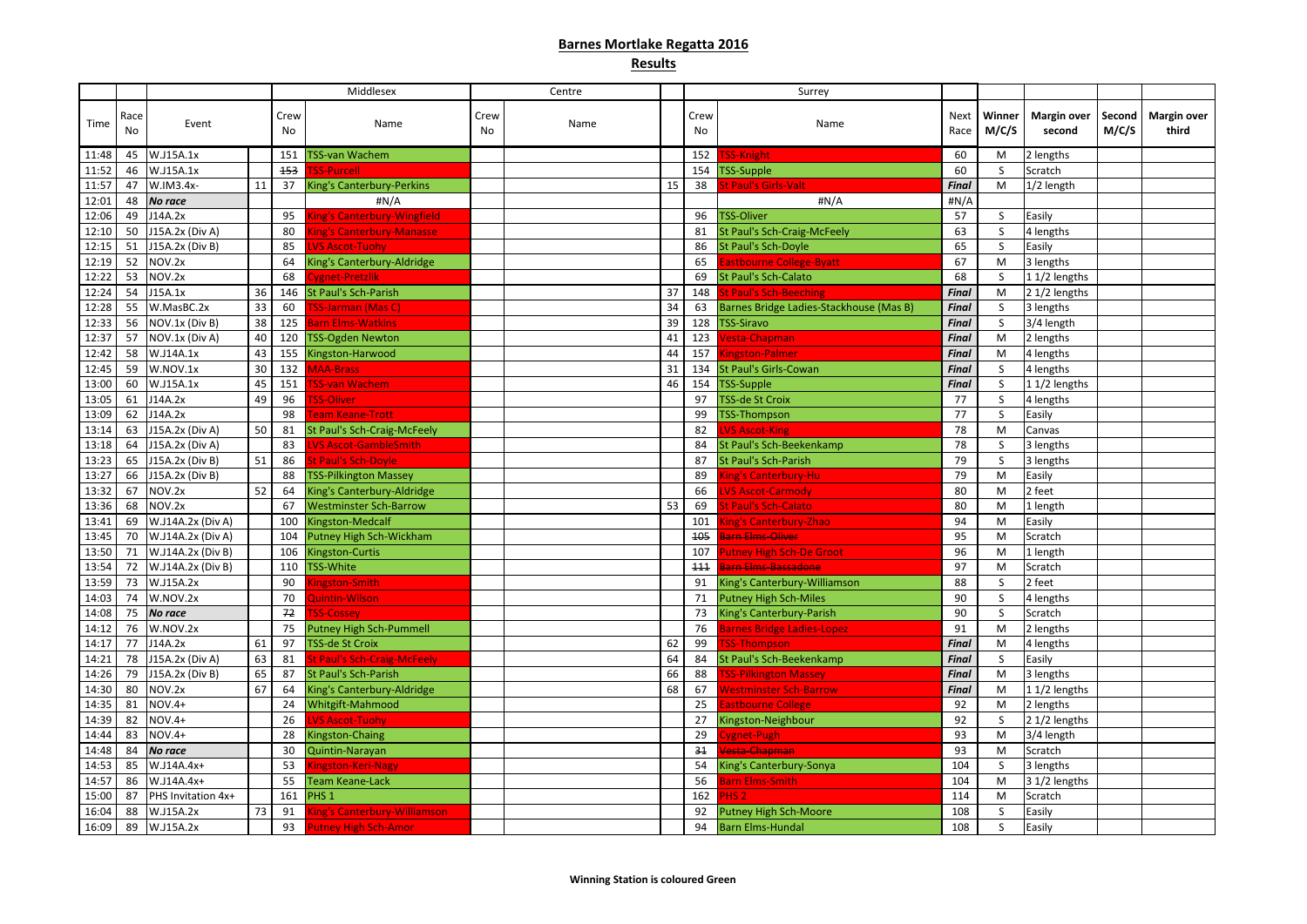# Barnes Mortlake Regatta 2016

## Results

| | | | Middlesex | | | Centre | | | Surrey | | | | | | | |
|---|---|---|---|---|---|---|---|---|---|---|---|---|---|---|---|---|
| Time | Race No | Event | | Crew No | Name | Crew No | Name | | Crew No | Name | Next Race | Winner M/C/S | Margin over second | Second M/C/S | Margin over third |
| 11:48 | 45 | W.J15A.1x | | 151 | TSS-van Wachem | | | | 152 | TSS-Knight | 60 | M | 2 lengths | | |
| 11:52 | 46 | W.J15A.1x | | ~~153~~ | TSS-Purcell | | | | 154 | TSS-Supple | 60 | S | Scratch | | |
| 11:57 | 47 | W.IM3.4x- | 11 | 37 | King's Canterbury-Perkins | | | 15 | 38 | St Paul's Girls-Valt | *Final* | M | 1/2 length | | |
| 12:01 | 48 | *No race* | | | #N/A | | | | | #N/A | #N/A | | | | |
| 12:06 | 49 | J14A.2x | | 95 | King's Canterbury-Wingfield | | | | 96 | TSS-Oliver | 57 | S | Easily | | |
| 12:10 | 50 | J15A.2x (Div A) | | 80 | King's Canterbury-Manasse | | | | 81 | St Paul's Sch-Craig-McFeely | 63 | S | 4 lengths | | |
| 12:15 | 51 | J15A.2x (Div B) | | 85 | LVS Ascot-Tuohy | | | | 86 | St Paul's Sch-Doyle | 65 | S | Easily | | |
| 12:19 | 52 | NOV.2x | | 64 | King's Canterbury-Aldridge | | | | 65 | Eastbourne College-Byatt | 67 | M | 3 lengths | | |
| 12:22 | 53 | NOV.2x | | 68 | Cygnet-Pretzlik | | | | 69 | St Paul's Sch-Calato | 68 | S | 1 1/2 lengths | | |
| 12:24 | 54 | J15A.1x | 36 | 146 | St Paul's Sch-Parish | | | 37 | 148 | St Paul's Sch-Beeching | *Final* | M | 2 1/2 lengths | | |
| 12:28 | 55 | W.MasBC.2x | 33 | 60 | TSS-Jarman (Mas C) | | | 34 | 63 | Barnes Bridge Ladies-Stackhouse (Mas B) | *Final* | S | 3 lengths | | |
| 12:33 | 56 | NOV.1x (Div B) | 38 | 125 | Barn Elms-Watkins | | | 39 | 128 | TSS-Siravo | *Final* | S | 3/4 length | | |
| 12:37 | 57 | NOV.1x (Div A) | 40 | 120 | TSS-Ogden Newton | | | 41 | 123 | Vesta-Chapman | *Final* | M | 2 lengths | | |
| 12:42 | 58 | W.J14A.1x | 43 | 155 | Kingston-Harwood | | | 44 | 157 | Kingston-Palmer | *Final* | M | 4 lengths | | |
| 12:45 | 59 | W.NOV.1x | 30 | 132 | MAA-Brass | | | 31 | 134 | St Paul's Girls-Cowan | *Final* | S | 4 lengths | | |
| 13:00 | 60 | W.J15A.1x | 45 | 151 | TSS-van Wachem | | | 46 | 154 | TSS-Supple | *Final* | S | 1 1/2 lengths | | |
| 13:05 | 61 | J14A.2x | 49 | 96 | TSS-Oliver | | | | 97 | TSS-de St Croix | 77 | S | 4 lengths | | |
| 13:09 | 62 | J14A.2x | | 98 | Team Keane-Trott | | | | 99 | TSS-Thompson | 77 | S | Easily | | |
| 13:14 | 63 | J15A.2x (Div A) | 50 | 81 | St Paul's Sch-Craig-McFeely | | | | 82 | LVS Ascot-King | 78 | M | Canvas | | |
| 13:18 | 64 | J15A.2x (Div A) | | 83 | LVS Ascot-GambleSmith | | | | 84 | St Paul's Sch-Beekenkamp | 78 | S | 3 lengths | | |
| 13:23 | 65 | J15A.2x (Div B) | 51 | 86 | St Paul's Sch-Doyle | | | | 87 | St Paul's Sch-Parish | 79 | S | 3 lengths | | |
| 13:27 | 66 | J15A.2x (Div B) | | 88 | TSS-Pilkington Massey | | | | 89 | King's Canterbury-Hu | 79 | M | Easily | | |
| 13:32 | 67 | NOV.2x | 52 | 64 | King's Canterbury-Aldridge | | | | 66 | LVS Ascot-Carmody | 80 | M | 2 feet | | |
| 13:36 | 68 | NOV.2x | | 67 | Westminster Sch-Barrow | | | 53 | 69 | St Paul's Sch-Calato | 80 | M | 1 length | | |
| 13:41 | 69 | W.J14A.2x (Div A) | | 100 | Kingston-Medcalf | | | | 101 | King's Canterbury-Zhao | 94 | M | Easily | | |
| 13:45 | 70 | W.J14A.2x (Div A) | | 104 | Putney High Sch-Wickham | | | | ~~105~~ | ~~Barn Elms-Oliver~~ | 95 | M | Scratch | | |
| 13:50 | 71 | W.J14A.2x (Div B) | | 106 | Kingston-Curtis | | | | 107 | Putney High Sch-De Groot | 96 | M | 1 length | | |
| 13:54 | 72 | W.J14A.2x (Div B) | | 110 | TSS-White | | | | ~~111~~ | ~~Barn Elms-Bassadone~~ | 97 | M | Scratch | | |
| 13:59 | 73 | W.J15A.2x | | 90 | Kingston-Smith | | | | 91 | King's Canterbury-Williamson | 88 | S | 2 feet | | |
| 14:03 | 74 | W.NOV.2x | | 70 | Quintin-Wilson | | | | 71 | Putney High Sch-Miles | 90 | S | 4 lengths | | |
| 14:08 | 75 | *No race* | | ~~72~~ | TSS-Cossey | | | | 73 | King's Canterbury-Parish | 90 | S | Scratch | | |
| 14:12 | 76 | W.NOV.2x | | 75 | Putney High Sch-Pummell | | | | 76 | Barnes Bridge Ladies-Lopez | 91 | M | 2 lengths | | |
| 14:17 | 77 | J14A.2x | 61 | 97 | TSS-de St Croix | | | 62 | 99 | TSS-Thompson | *Final* | M | 4 lengths | | |
| 14:21 | 78 | J15A.2x (Div A) | 63 | 81 | St Paul's Sch-Craig-McFeely | | | 64 | 84 | St Paul's Sch-Beekenkamp | *Final* | S | Easily | | |
| 14:26 | 79 | J15A.2x (Div B) | 65 | 87 | St Paul's Sch-Parish | | | 66 | 88 | TSS-Pilkington Massey | *Final* | M | 3 lengths | | |
| 14:30 | 80 | NOV.2x | 67 | 64 | King's Canterbury-Aldridge | | | 68 | 67 | Westminster Sch-Barrow | *Final* | M | 1 1/2 lengths | | |
| 14:35 | 81 | NOV.4+ | | 24 | Whitgift-Mahmood | | | | 25 | Eastbourne College | 92 | M | 2 lengths | | |
| 14:39 | 82 | NOV.4+ | | 26 | LVS Ascot-Tuohy | | | | 27 | Kingston-Neighbour | 92 | S | 2 1/2 lengths | | |
| 14:44 | 83 | NOV.4+ | | 28 | Kingston-Chaing | | | | 29 | Cygnet-Pugh | 93 | M | 3/4 length | | |
| 14:48 | 84 | *No race* | | 30 | Quintin-Narayan | | | | ~~31~~ | ~~Vesta-Chapman~~ | 93 | M | Scratch | | |
| 14:53 | 85 | W.J14A.4x+ | | 53 | Kingston-Keri-Nagy | | | | 54 | King's Canterbury-Sonya | 104 | S | 3 lengths | | |
| 14:57 | 86 | W.J14A.4x+ | | 55 | Team Keane-Lack | | | | 56 | Barn Elms-Smith | 104 | M | 3 1/2 lengths | | |
| 15:00 | 87 | PHS Invitation 4x+ | | 161 | PHS 1 | | | | 162 | PHS 2 | 114 | M | Scratch | | |
| 16:04 | 88 | W.J15A.2x | 73 | 91 | King's Canterbury-Williamson | | | | 92 | Putney High Sch-Moore | 108 | S | Easily | | |
| 16:09 | 89 | W.J15A.2x | | 93 | Putney High Sch-Amor | | | | 94 | Barn Elms-Hundal | 108 | S | Easily | | |

**Winning Station is coloured Green**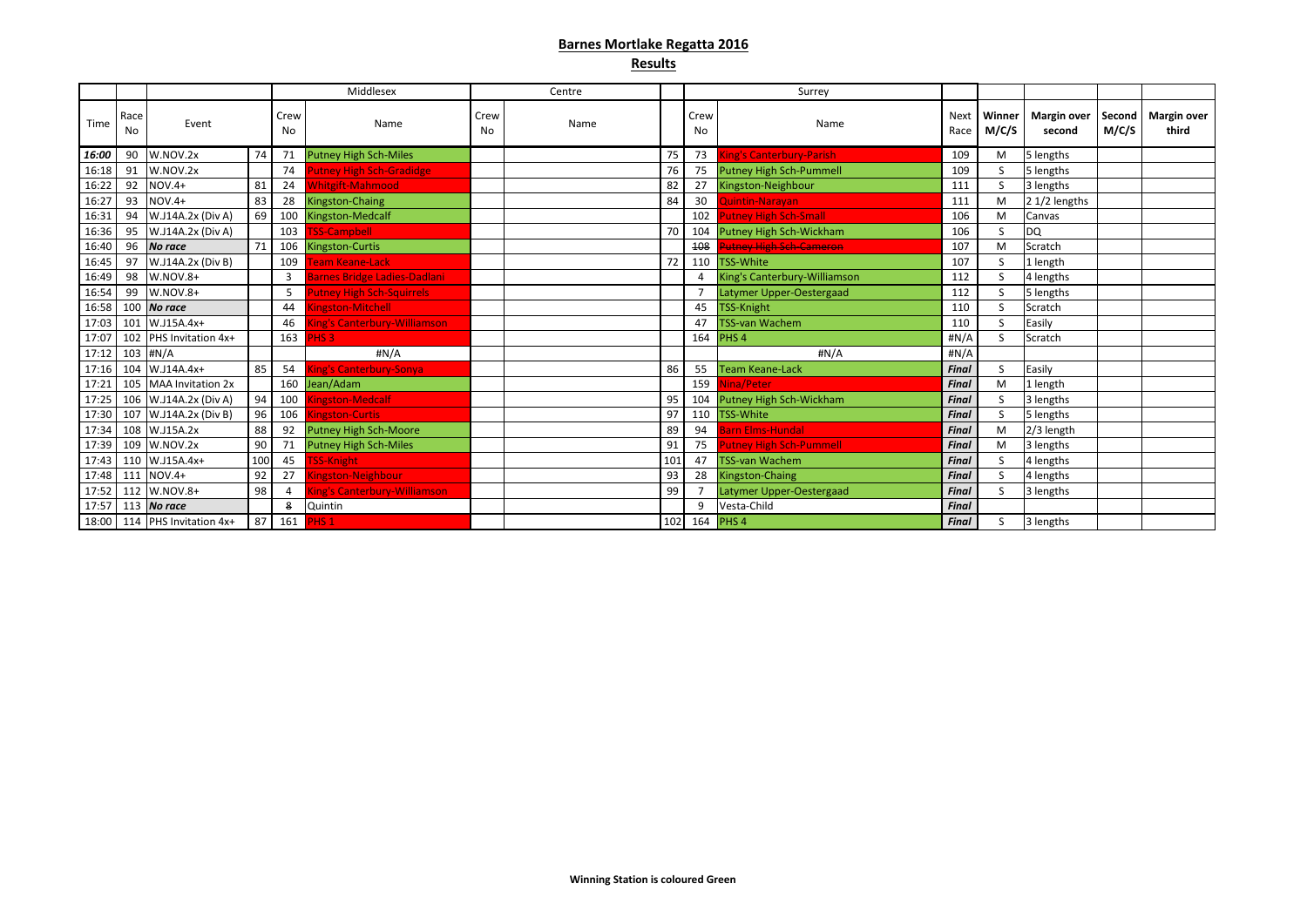# Barnes Mortlake Regatta 2016

## Results

| | | | | Middlesex | | Centre | | | Surrey | | | | | | |
|---|---|---|---|---|---|---|---|---|---|---|---|---|---|---|---|
| Time | Race No | Event | | Crew No | Name | Crew No | Name | | Crew No | Name | Next Race | Winner M/C/S | Margin over second | Second M/C/S | Margin over third |
| 16:00 | 90 | W.NOV.2x | 74 | 71 | Putney High Sch-Miles | | | 75 | 73 | King's Canterbury-Parish | 109 | M | 5 lengths | | |
| 16:18 | 91 | W.NOV.2x | | 74 | Putney High Sch-Gradidge | | | 76 | 75 | Putney High Sch-Pummell | 109 | S | 5 lengths | | |
| 16:22 | 92 | NOV.4+ | 81 | 24 | Whitgift-Mahmood | | | 82 | 27 | Kingston-Neighbour | 111 | S | 3 lengths | | |
| 16:27 | 93 | NOV.4+ | 83 | 28 | Kingston-Chaing | | | 84 | 30 | Quintin-Narayan | 111 | M | 2 1/2 lengths | | |
| 16:31 | 94 | W.J14A.2x (Div A) | 69 | 100 | Kingston-Medcalf | | | | 102 | Putney High Sch-Small | 106 | M | Canvas | | |
| 16:36 | 95 | W.J14A.2x (Div A) | | 103 | TSS-Campbell | | | 70 | 104 | Putney High Sch-Wickham | 106 | S | DQ | | |
| 16:40 | 96 | *No race* | 71 | 106 | Kingston-Curtis | | | | ~~108~~ | ~~Putney High Sch-Cameron~~ | 107 | M | Scratch | | |
| 16:45 | 97 | W.J14A.2x (Div B) | | 109 | Team Keane-Lack | | | 72 | 110 | TSS-White | 107 | S | 1 length | | |
| 16:49 | 98 | W.NOV.8+ | | 3 | Barnes Bridge Ladies-Dadlani | | | | 4 | King's Canterbury-Williamson | 112 | S | 4 lengths | | |
| 16:54 | 99 | W.NOV.8+ | | 5 | Putney High Sch-Squirrels | | | | 7 | Latymer Upper-Oestergaad | 112 | S | 5 lengths | | |
| 16:58 | 100 | *No race* | | 44 | Kingston-Mitchell | | | | 45 | TSS-Knight | 110 | S | Scratch | | |
| 17:03 | 101 | W.J15A.4x+ | | 46 | King's Canterbury-Williamson | | | | 47 | TSS-van Wachem | 110 | S | Easily | | |
| 17:07 | 102 | PHS Invitation 4x+ | | 163 | PHS 3 | | | | 164 | PHS 4 | #N/A | S | Scratch | | |
| 17:12 | 103 | #N/A | | | #N/A | | | | | #N/A | #N/A | | | | |
| 17:16 | 104 | W.J14A.4x+ | 85 | 54 | King's Canterbury-Sonya | | | 86 | 55 | Team Keane-Lack | *Final* | S | Easily | | |
| 17:21 | 105 | MAA Invitation 2x | | 160 | Jean/Adam | | | | 159 | Nina/Peter | *Final* | M | 1 length | | |
| 17:25 | 106 | W.J14A.2x (Div A) | 94 | 100 | Kingston-Medcalf | | | 95 | 104 | Putney High Sch-Wickham | *Final* | S | 3 lengths | | |
| 17:30 | 107 | W.J14A.2x (Div B) | 96 | 106 | Kingston-Curtis | | | 97 | 110 | TSS-White | *Final* | S | 5 lengths | | |
| 17:34 | 108 | W.J15A.2x | 88 | 92 | Putney High Sch-Moore | | | 89 | 94 | Barn Elms-Hundal | *Final* | M | 2/3 length | | |
| 17:39 | 109 | W.NOV.2x | 90 | 71 | Putney High Sch-Miles | | | 91 | 75 | Putney High Sch-Pummell | *Final* | M | 3 lengths | | |
| 17:43 | 110 | W.J15A.4x+ | 100 | 45 | TSS-Knight | | | 101 | 47 | TSS-van Wachem | *Final* | S | 4 lengths | | |
| 17:48 | 111 | NOV.4+ | 92 | 27 | Kingston-Neighbour | | | 93 | 28 | Kingston-Chaing | *Final* | S | 4 lengths | | |
| 17:52 | 112 | W.NOV.8+ | 98 | 4 | King's Canterbury-Williamson | | | 99 | 7 | Latymer Upper-Oestergaad | *Final* | S | 3 lengths | | |
| 17:57 | 113 | *No race* | | ~~8~~ | Quintin | | | | 9 | Vesta-Child | *Final* | | | | |
| 18:00 | 114 | PHS Invitation 4x+ | 87 | 161 | PHS 1 | | | 102 | 164 | PHS 4 | *Final* | S | 3 lengths | | |

**Winning Station is coloured Green**